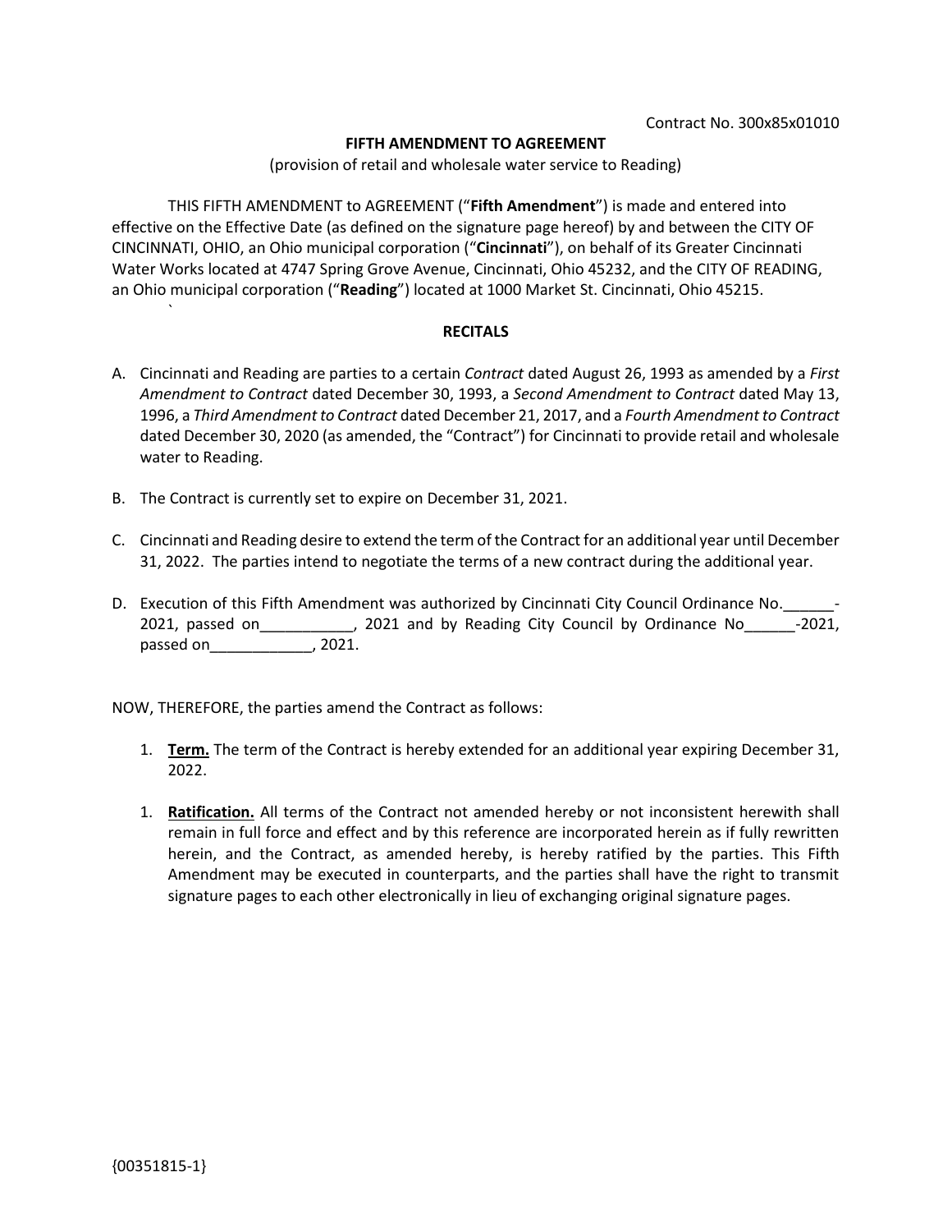Contract No. 300x85x01010

**FIFTH AMENDMENT TO AGREEMENT**

(provision of retail and wholesale water service to Reading)

THIS FIFTH AMENDMENT to AGREEMENT ("**Fifth Amendment**") is made and entered into effective on the Effective Date (as defined on the signature page hereof) by and between the CITY OF CINCINNATI, OHIO, an Ohio municipal corporation ("**Cincinnati**"), on behalf of its Greater Cincinnati Water Works located at 4747 Spring Grove Avenue, Cincinnati, Ohio 45232, and the CITY OF READING, an Ohio municipal corporation ("**Reading**") located at 1000 Market St. Cincinnati, Ohio 45215.

`

**RECITALS**

A. Cincinnati and Reading are parties to a certain *Contract* dated August 26, 1993 as amended by a *First Amendment to Contract* dated December 30, 1993, a *Second Amendment to Contract* dated May 13, 1996, a *Third Amendment to Contract* dated December 21, 2017, and a *Fourth Amendment to Contract* dated December 30, 2020 (as amended, the "Contract") for Cincinnati to provide retail and wholesale water to Reading.

B. The Contract is currently set to expire on December 31, 2021.

C. Cincinnati and Reading desire to extend the term of the Contract for an additional year until December 31, 2022. The parties intend to negotiate the terms of a new contract during the additional year.

D. Execution of this Fifth Amendment was authorized by Cincinnati City Council Ordinance No.______-2021, passed on___________, 2021 and by Reading City Council by Ordinance No______-2021, passed on____________, 2021.

NOW, THEREFORE, the parties amend the Contract as follows:

1. **Term.** The term of the Contract is hereby extended for an additional year expiring December 31, 2022.

1. **Ratification.** All terms of the Contract not amended hereby or not inconsistent herewith shall remain in full force and effect and by this reference are incorporated herein as if fully rewritten herein, and the Contract, as amended hereby, is hereby ratified by the parties. This Fifth Amendment may be executed in counterparts, and the parties shall have the right to transmit signature pages to each other electronically in lieu of exchanging original signature pages.

{00351815-1}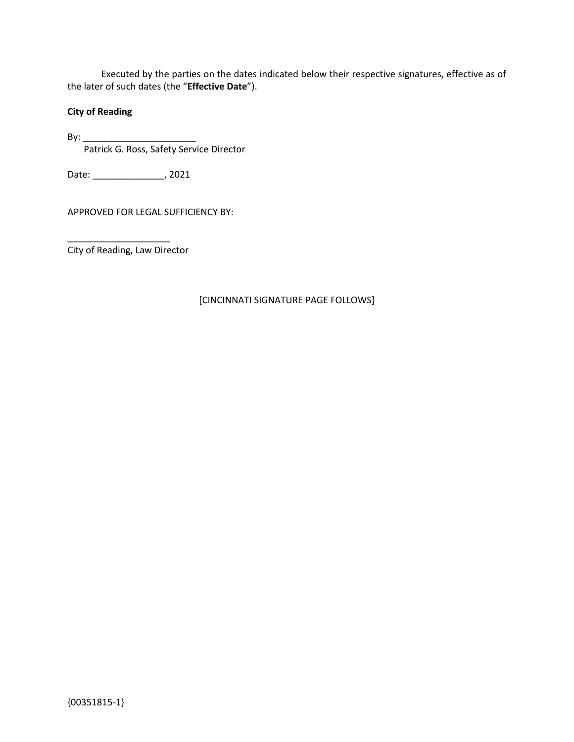Executed by the parties on the dates indicated below their respective signatures, effective as of the later of such dates (the "**Effective Date**").

**City of Reading**

By: ______________________
Patrick G. Ross, Safety Service Director

Date: _____________, 2021

APPROVED FOR LEGAL SUFFICIENCY BY:

____________________
City of Reading, Law Director

[CINCINNATI SIGNATURE PAGE FOLLOWS]

{00351815-1}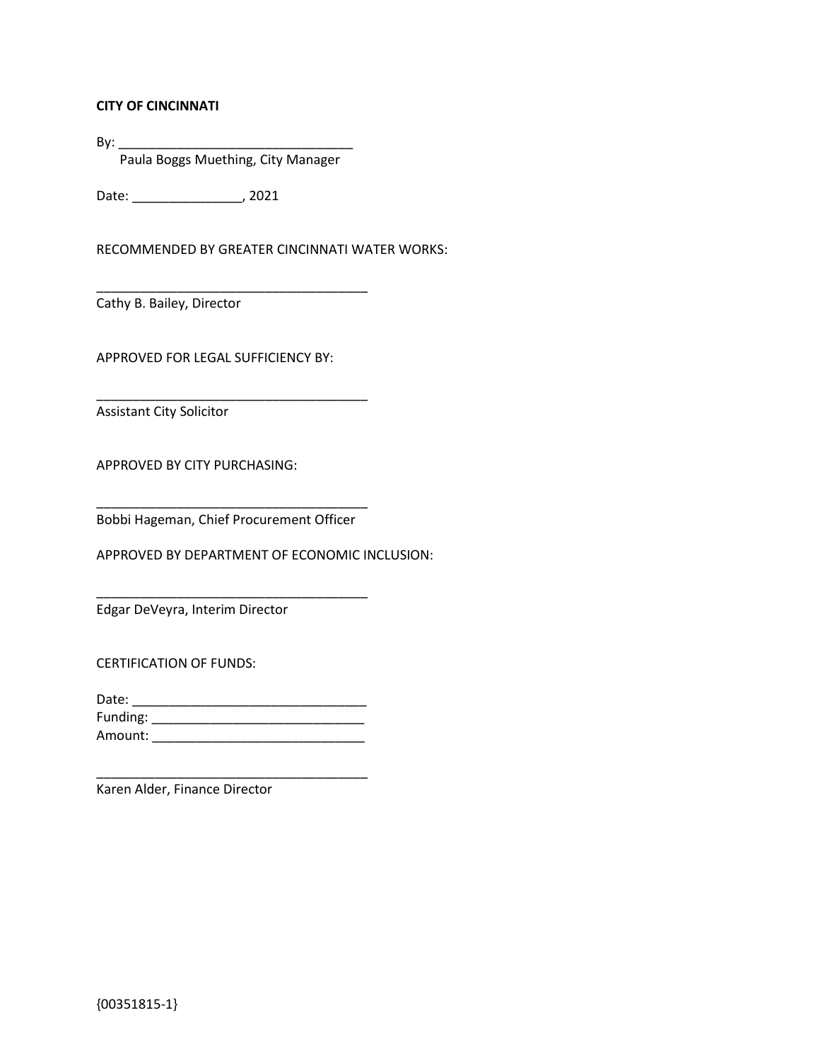**CITY OF CINCINNATI**

By: ________________________________
Paula Boggs Muething, City Manager

Date: _______________, 2021

RECOMMENDED BY GREATER CINCINNATI WATER WORKS:

______________________________________
Cathy B. Bailey, Director

APPROVED FOR LEGAL SUFFICIENCY BY:

______________________________________
Assistant City Solicitor

APPROVED BY CITY PURCHASING:

______________________________________
Bobbi Hageman, Chief Procurement Officer

APPROVED BY DEPARTMENT OF ECONOMIC INCLUSION:

______________________________________
Edgar DeVeyra, Interim Director

CERTIFICATION OF FUNDS:

Date: ________________________________
Funding: _____________________________
Amount: _____________________________

______________________________________
Karen Alder, Finance Director

{00351815-1}